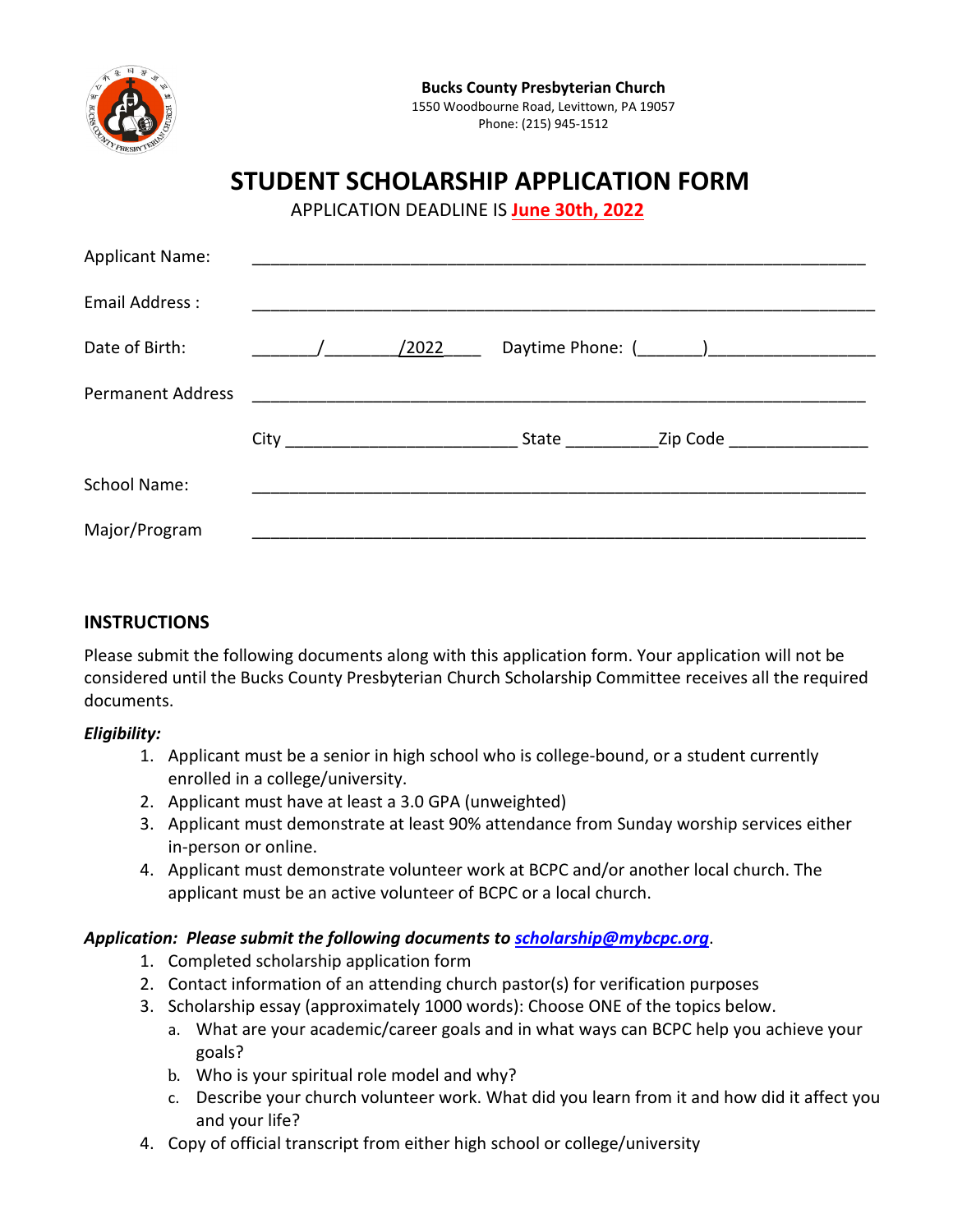**Bucks County Presbyterian Church**
1550 Woodbourne Road, Levittown, PA 19057
Phone: (215) 945-1512

# STUDENT SCHOLARSHIP APPLICATION FORM

APPLICATION DEADLINE IS **June 30th, 2022**

Applicant Name: ____________________________________________________________

Email Address : ____________________________________________________________

Date of Birth: _______/________/2022____ Daytime Phone: (_______)_________________

Permanent Address ____________________________________________________________

City ________________________ State __________Zip Code _______________

School Name: ____________________________________________________________

Major/Program ____________________________________________________________

## INSTRUCTIONS

Please submit the following documents along with this application form. Your application will not be considered until the Bucks County Presbyterian Church Scholarship Committee receives all the required documents.

***Eligibility:***

1. Applicant must be a senior in high school who is college-bound, or a student currently enrolled in a college/university.
2. Applicant must have at least a 3.0 GPA (unweighted)
3. Applicant must demonstrate at least 90% attendance from Sunday worship services either in-person or online.
4. Applicant must demonstrate volunteer work at BCPC and/or another local church. The applicant must be an active volunteer of BCPC or a local church.

***Application: Please submit the following documents to scholarship@mybcpc.org.***

1. Completed scholarship application form
2. Contact information of an attending church pastor(s) for verification purposes
3. Scholarship essay (approximately 1000 words): Choose ONE of the topics below.
   a. What are your academic/career goals and in what ways can BCPC help you achieve your goals?
   b. Who is your spiritual role model and why?
   c. Describe your church volunteer work. What did you learn from it and how did it affect you and your life?
4. Copy of official transcript from either high school or college/university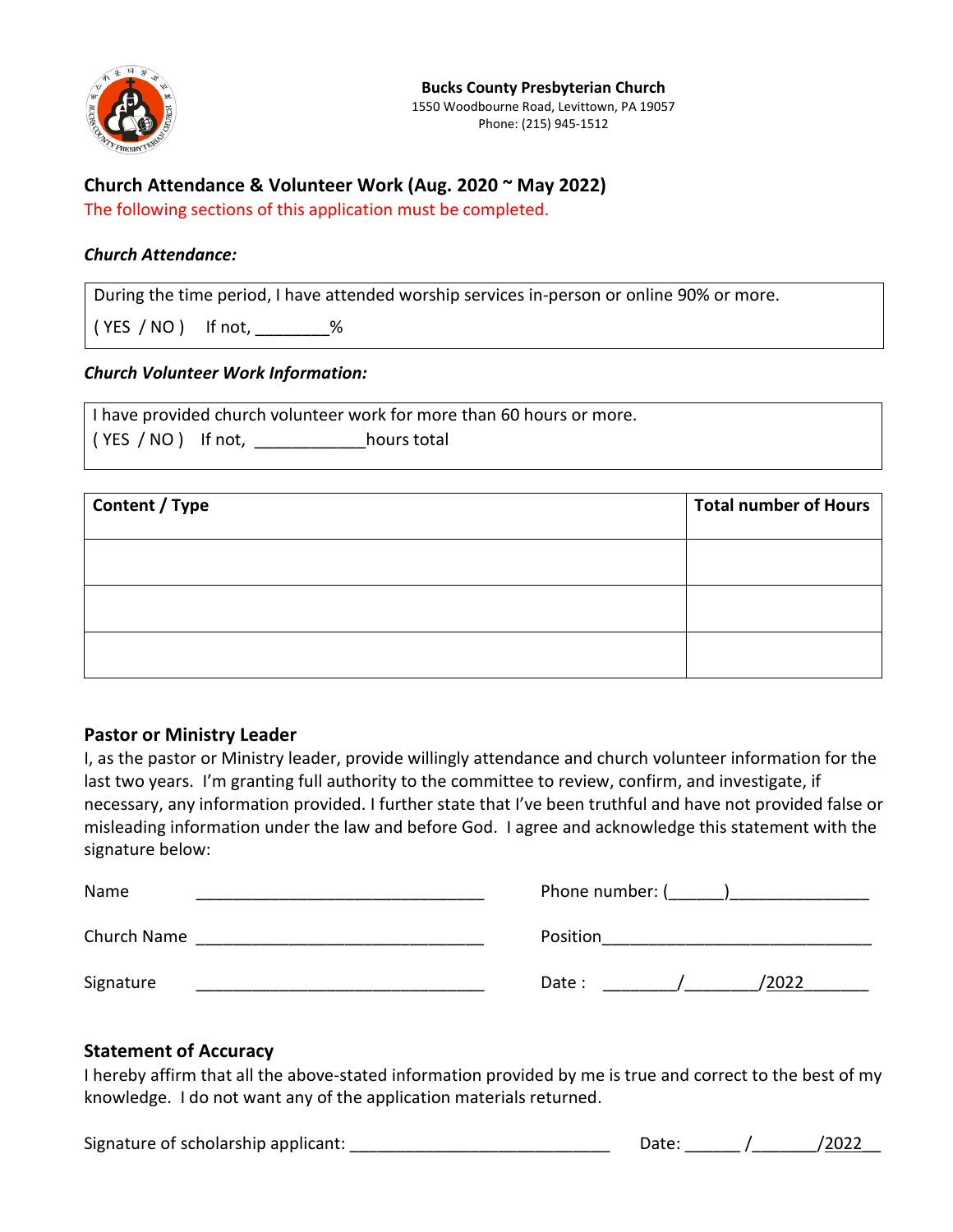**Bucks County Presbyterian Church**
1550 Woodbourne Road, Levittown, PA 19057
Phone: (215) 945-1512

## Church Attendance & Volunteer Work (Aug. 2020 ~ May 2022)

The following sections of this application must be completed.

***Church Attendance:***

During the time period, I have attended worship services in-person or online 90% or more.

( YES / NO ) If not, ________%

***Church Volunteer Work Information:***

I have provided church volunteer work for more than 60 hours or more.
( YES / NO ) If not, ___________hours total

| Content / Type | Total number of Hours |
|---|---|
| | |
| | |
| | |

### Pastor or Ministry Leader

I, as the pastor or Ministry leader, provide willingly attendance and church volunteer information for the last two years. I'm granting full authority to the committee to review, confirm, and investigate, if necessary, any information provided. I further state that I've been truthful and have not provided false or misleading information under the law and before God. I agree and acknowledge this statement with the signature below:

Name ______________________________ Phone number: (______)_______________

Church Name ______________________________ Position_____________________________

Signature ______________________________ Date : ________/________/2022_______

### Statement of Accuracy

I hereby affirm that all the above-stated information provided by me is true and correct to the best of my knowledge. I do not want any of the application materials returned.

Signature of scholarship applicant: ___________________________ Date: ______ /_______/2022__